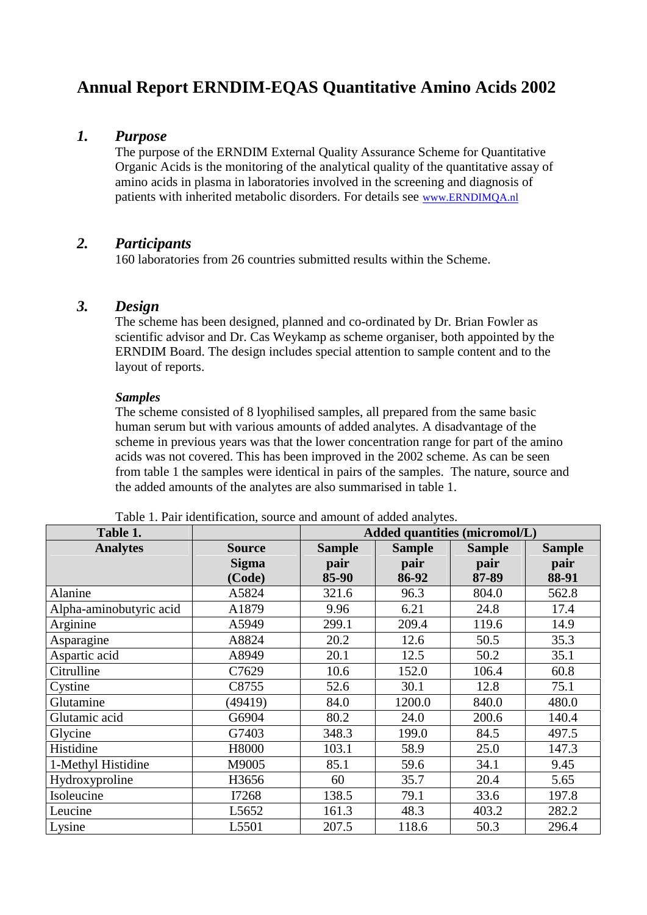# Annual Report ERNDIM-EQAS Quantitative Amino Acids 2002

## *1. Purpose*

The purpose of the ERNDIM External Quality Assurance Scheme for Quantitative Organic Acids is the monitoring of the analytical quality of the quantitative assay of amino acids in plasma in laboratories involved in the screening and diagnosis of patients with inherited metabolic disorders. For details see www.ERNDIMQA.nl

## *2. Participants*

160 laboratories from 26 countries submitted results within the Scheme.

## *3. Design*

The scheme has been designed, planned and co-ordinated by Dr. Brian Fowler as scientific advisor and Dr. Cas Weykamp as scheme organiser, both appointed by the ERNDIM Board. The design includes special attention to sample content and to the layout of reports.

### *Samples*

The scheme consisted of 8 lyophilised samples, all prepared from the same basic human serum but with various amounts of added analytes. A disadvantage of the scheme in previous years was that the lower concentration range for part of the amino acids was not covered. This has been improved in the 2002 scheme. As can be seen from table 1 the samples were identical in pairs of the samples. The nature, source and the added amounts of the analytes are also summarised in table 1.

Table 1. Pair identification, source and amount of added analytes.

| **Table 1.** | | **Added quantities (micromol/L)** | | | |
|---|---|---|---|---|---|
| **Analytes** | **Source Sigma (Code)** | **Sample pair 85-90** | **Sample pair 86-92** | **Sample pair 87-89** | **Sample pair 88-91** |
| Alanine | A5824 | 321.6 | 96.3 | 804.0 | 562.8 |
| Alpha-aminobutyric acid | A1879 | 9.96 | 6.21 | 24.8 | 17.4 |
| Arginine | A5949 | 299.1 | 209.4 | 119.6 | 14.9 |
| Asparagine | A8824 | 20.2 | 12.6 | 50.5 | 35.3 |
| Aspartic acid | A8949 | 20.1 | 12.5 | 50.2 | 35.1 |
| Citrulline | C7629 | 10.6 | 152.0 | 106.4 | 60.8 |
| Cystine | C8755 | 52.6 | 30.1 | 12.8 | 75.1 |
| Glutamine | (49419) | 84.0 | 1200.0 | 840.0 | 480.0 |
| Glutamic acid | G6904 | 80.2 | 24.0 | 200.6 | 140.4 |
| Glycine | G7403 | 348.3 | 199.0 | 84.5 | 497.5 |
| Histidine | H8000 | 103.1 | 58.9 | 25.0 | 147.3 |
| 1-Methyl Histidine | M9005 | 85.1 | 59.6 | 34.1 | 9.45 |
| Hydroxyproline | H3656 | 60 | 35.7 | 20.4 | 5.65 |
| Isoleucine | I7268 | 138.5 | 79.1 | 33.6 | 197.8 |
| Leucine | L5652 | 161.3 | 48.3 | 403.2 | 282.2 |
| Lysine | L5501 | 207.5 | 118.6 | 50.3 | 296.4 |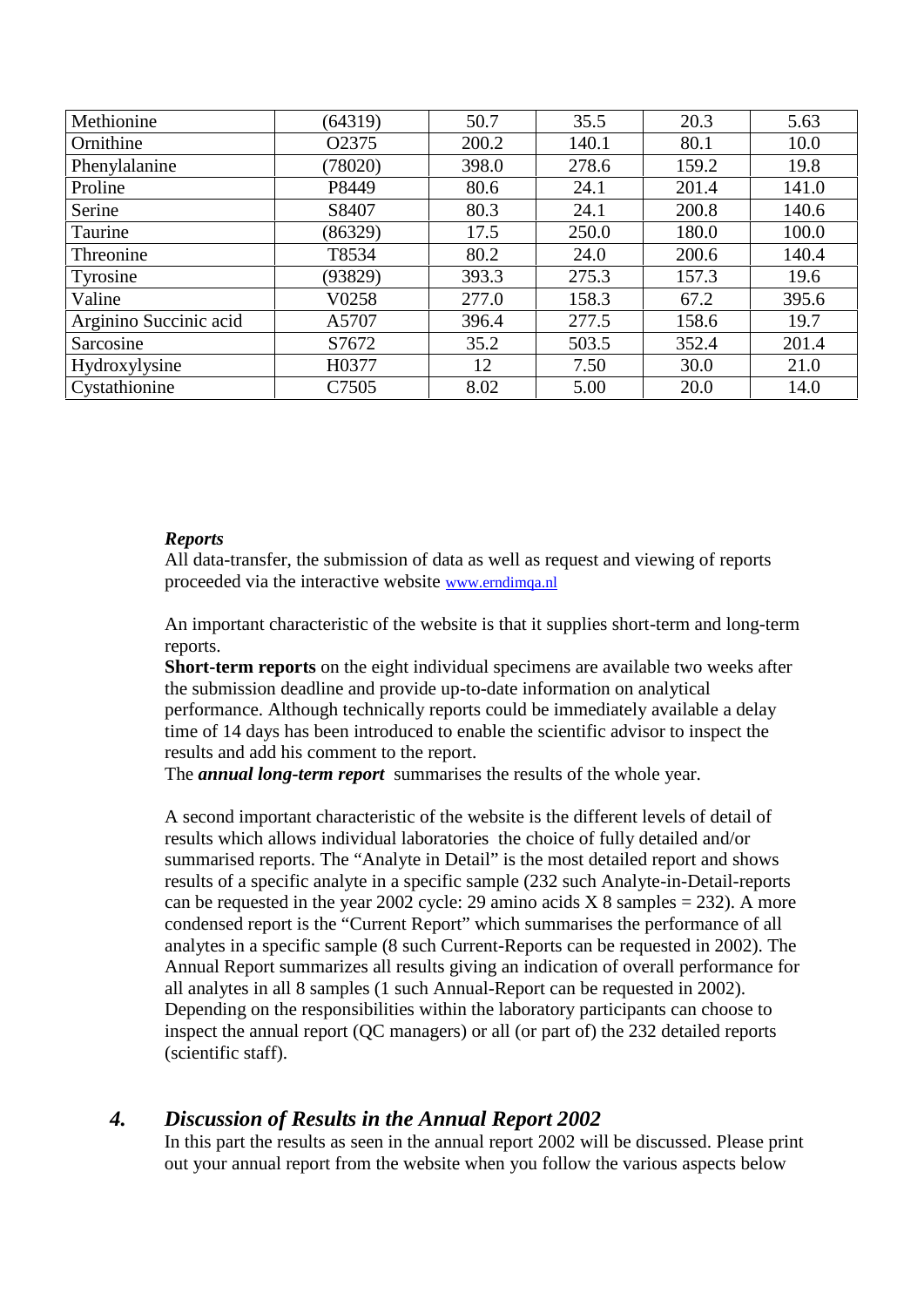| Methionine | (64319) | 50.7 | 35.5 | 20.3 | 5.63 |
|---|---|---|---|---|---|
| Ornithine | O2375 | 200.2 | 140.1 | 80.1 | 10.0 |
| Phenylalanine | (78020) | 398.0 | 278.6 | 159.2 | 19.8 |
| Proline | P8449 | 80.6 | 24.1 | 201.4 | 141.0 |
| Serine | S8407 | 80.3 | 24.1 | 200.8 | 140.6 |
| Taurine | (86329) | 17.5 | 250.0 | 180.0 | 100.0 |
| Threonine | T8534 | 80.2 | 24.0 | 200.6 | 140.4 |
| Tyrosine | (93829) | 393.3 | 275.3 | 157.3 | 19.6 |
| Valine | V0258 | 277.0 | 158.3 | 67.2 | 395.6 |
| Arginino Succinic acid | A5707 | 396.4 | 277.5 | 158.6 | 19.7 |
| Sarcosine | S7672 | 35.2 | 503.5 | 352.4 | 201.4 |
| Hydroxylysine | H0377 | 12 | 7.50 | 30.0 | 21.0 |
| Cystathionine | C7505 | 8.02 | 5.00 | 20.0 | 14.0 |

***Reports***

All data-transfer, the submission of data as well as request and viewing of reports proceeded via the interactive website www.erndimqa.nl

An important characteristic of the website is that it supplies short-term and long-term reports.

**Short-term reports** on the eight individual specimens are available two weeks after the submission deadline and provide up-to-date information on analytical performance. Although technically reports could be immediately available a delay time of 14 days has been introduced to enable the scientific advisor to inspect the results and add his comment to the report.

The ***annual long-term report*** summarises the results of the whole year.

A second important characteristic of the website is the different levels of detail of results which allows individual laboratories the choice of fully detailed and/or summarised reports. The "Analyte in Detail" is the most detailed report and shows results of a specific analyte in a specific sample (232 such Analyte-in-Detail-reports can be requested in the year 2002 cycle: 29 amino acids X 8 samples = 232). A more condensed report is the "Current Report" which summarises the performance of all analytes in a specific sample (8 such Current-Reports can be requested in 2002). The Annual Report summarizes all results giving an indication of overall performance for all analytes in all 8 samples (1 such Annual-Report can be requested in 2002). Depending on the responsibilities within the laboratory participants can choose to inspect the annual report (QC managers) or all (or part of) the 232 detailed reports (scientific staff).

## *4. Discussion of Results in the Annual Report 2002*

In this part the results as seen in the annual report 2002 will be discussed. Please print out your annual report from the website when you follow the various aspects below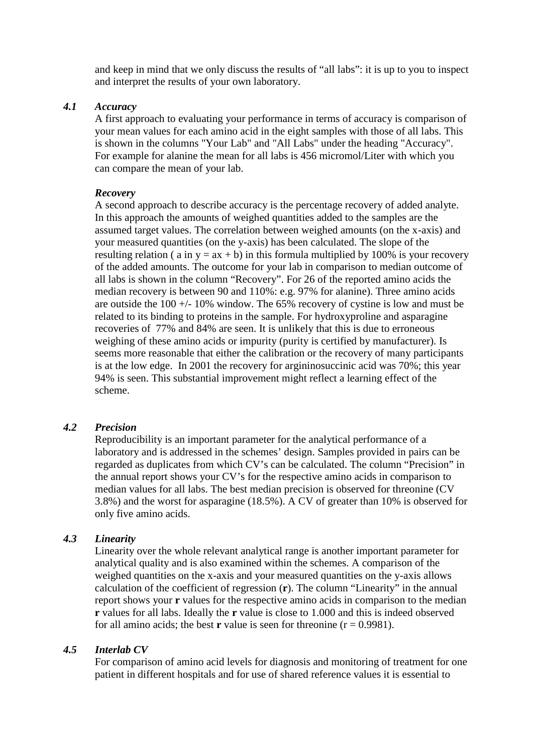and keep in mind that we only discuss the results of “all labs”: it is up to you to inspect and interpret the results of your own laboratory.

### *4.1 Accuracy*

A first approach to evaluating your performance in terms of accuracy is comparison of your mean values for each amino acid in the eight samples with those of all labs. This is shown in the columns "Your Lab" and "All Labs" under the heading "Accuracy". For example for alanine the mean for all labs is 456 micromol/Liter with which you can compare the mean of your lab.

***Recovery***

A second approach to describe accuracy is the percentage recovery of added analyte. In this approach the amounts of weighed quantities added to the samples are the assumed target values. The correlation between weighed amounts (on the x-axis) and your measured quantities (on the y-axis) has been calculated. The slope of the resulting relation ( a in $y = ax + b$) in this formula multiplied by 100% is your recovery of the added amounts. The outcome for your lab in comparison to median outcome of all labs is shown in the column “Recovery”. For 26 of the reported amino acids the median recovery is between 90 and 110%: e.g. 97% for alanine). Three amino acids are outside the 100 +/- 10% window. The 65% recovery of cystine is low and must be related to its binding to proteins in the sample. For hydroxyproline and asparagine recoveries of 77% and 84% are seen. It is unlikely that this is due to erroneous weighing of these amino acids or impurity (purity is certified by manufacturer). Is seems more reasonable that either the calibration or the recovery of many participants is at the low edge. In 2001 the recovery for argininosuccinic acid was 70%; this year 94% is seen. This substantial improvement might reflect a learning effect of the scheme.

### *4.2 Precision*

Reproducibility is an important parameter for the analytical performance of a laboratory and is addressed in the schemes’ design. Samples provided in pairs can be regarded as duplicates from which CV’s can be calculated. The column “Precision” in the annual report shows your CV’s for the respective amino acids in comparison to median values for all labs. The best median precision is observed for threonine (CV 3.8%) and the worst for asparagine (18.5%). A CV of greater than 10% is observed for only five amino acids.

### *4.3 Linearity*

Linearity over the whole relevant analytical range is another important parameter for analytical quality and is also examined within the schemes. A comparison of the weighed quantities on the x-axis and your measured quantities on the y-axis allows calculation of the coefficient of regression (**r**). The column “Linearity” in the annual report shows your **r** values for the respective amino acids in comparison to the median **r** values for all labs. Ideally the **r** value is close to 1.000 and this is indeed observed for all amino acids; the best **r** value is seen for threonine ($r = 0.9981$).

### *4.5 Interlab CV*

For comparison of amino acid levels for diagnosis and monitoring of treatment for one patient in different hospitals and for use of shared reference values it is essential to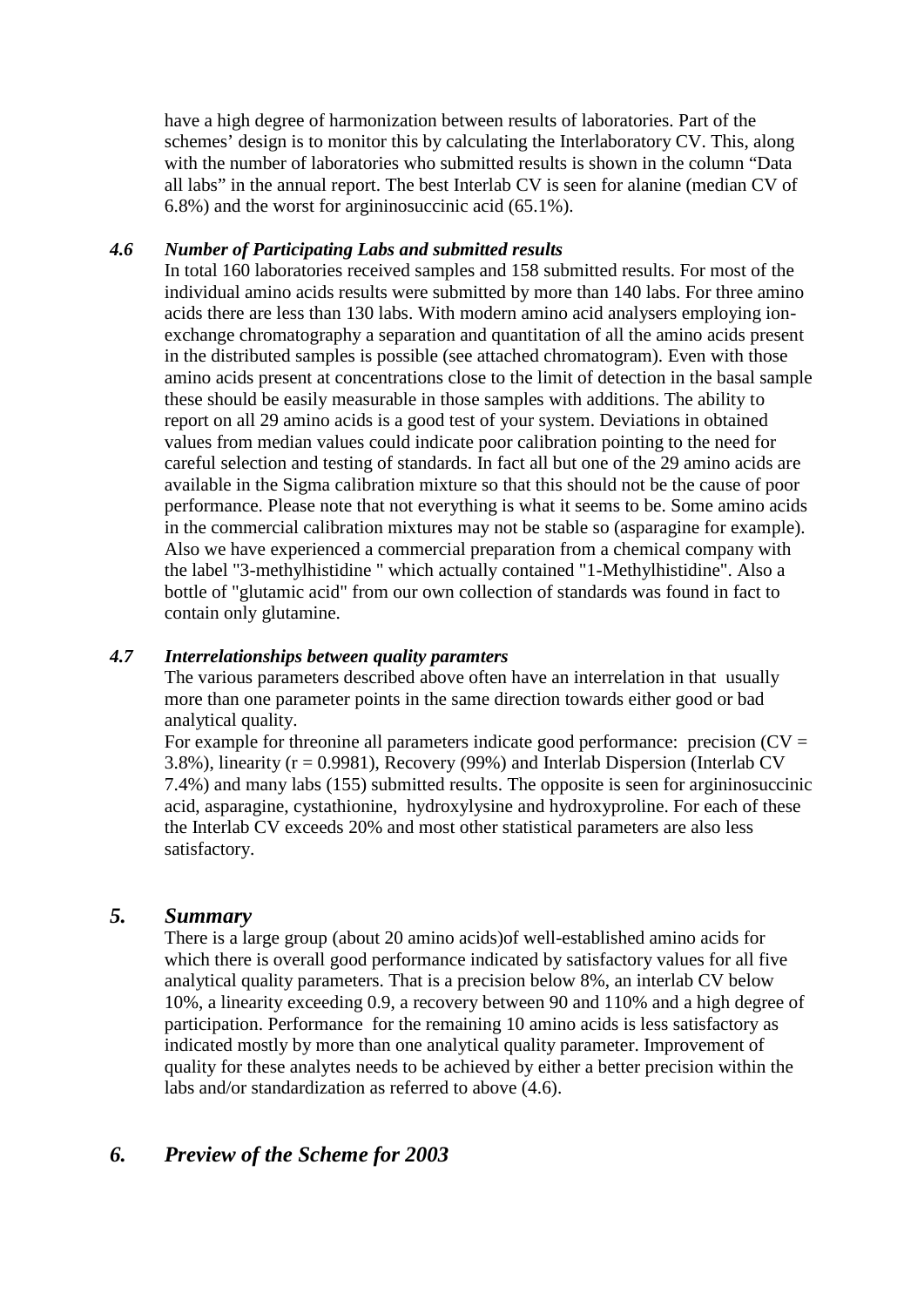have a high degree of harmonization between results of laboratories. Part of the schemes' design is to monitor this by calculating the Interlaboratory CV. This, along with the number of laboratories who submitted results is shown in the column "Data all labs" in the annual report. The best Interlab CV is seen for alanine (median CV of 6.8%) and the worst for argininosuccinic acid (65.1%).

### *4.6 Number of Participating Labs and submitted results*

In total 160 laboratories received samples and 158 submitted results. For most of the individual amino acids results were submitted by more than 140 labs. For three amino acids there are less than 130 labs. With modern amino acid analysers employing ion-exchange chromatography a separation and quantitation of all the amino acids present in the distributed samples is possible (see attached chromatogram). Even with those amino acids present at concentrations close to the limit of detection in the basal sample these should be easily measurable in those samples with additions. The ability to report on all 29 amino acids is a good test of your system. Deviations in obtained values from median values could indicate poor calibration pointing to the need for careful selection and testing of standards. In fact all but one of the 29 amino acids are available in the Sigma calibration mixture so that this should not be the cause of poor performance. Please note that not everything is what it seems to be. Some amino acids in the commercial calibration mixtures may not be stable so (asparagine for example). Also we have experienced a commercial preparation from a chemical company with the label "3-methylhistidine " which actually contained "1-Methylhistidine". Also a bottle of "glutamic acid" from our own collection of standards was found in fact to contain only glutamine.

### *4.7 Interrelationships between quality paramters*

The various parameters described above often have an interrelation in that usually more than one parameter points in the same direction towards either good or bad analytical quality.

For example for threonine all parameters indicate good performance: precision (CV = 3.8%), linearity (r = 0.9981), Recovery (99%) and Interlab Dispersion (Interlab CV 7.4%) and many labs (155) submitted results. The opposite is seen for argininosuccinic acid, asparagine, cystathionine, hydroxylysine and hydroxyproline. For each of these the Interlab CV exceeds 20% and most other statistical parameters are also less satisfactory.

## *5. Summary*

There is a large group (about 20 amino acids)of well-established amino acids for which there is overall good performance indicated by satisfactory values for all five analytical quality parameters. That is a precision below 8%, an interlab CV below 10%, a linearity exceeding 0.9, a recovery between 90 and 110% and a high degree of participation. Performance for the remaining 10 amino acids is less satisfactory as indicated mostly by more than one analytical quality parameter. Improvement of quality for these analytes needs to be achieved by either a better precision within the labs and/or standardization as referred to above (4.6).

## *6. Preview of the Scheme for 2003*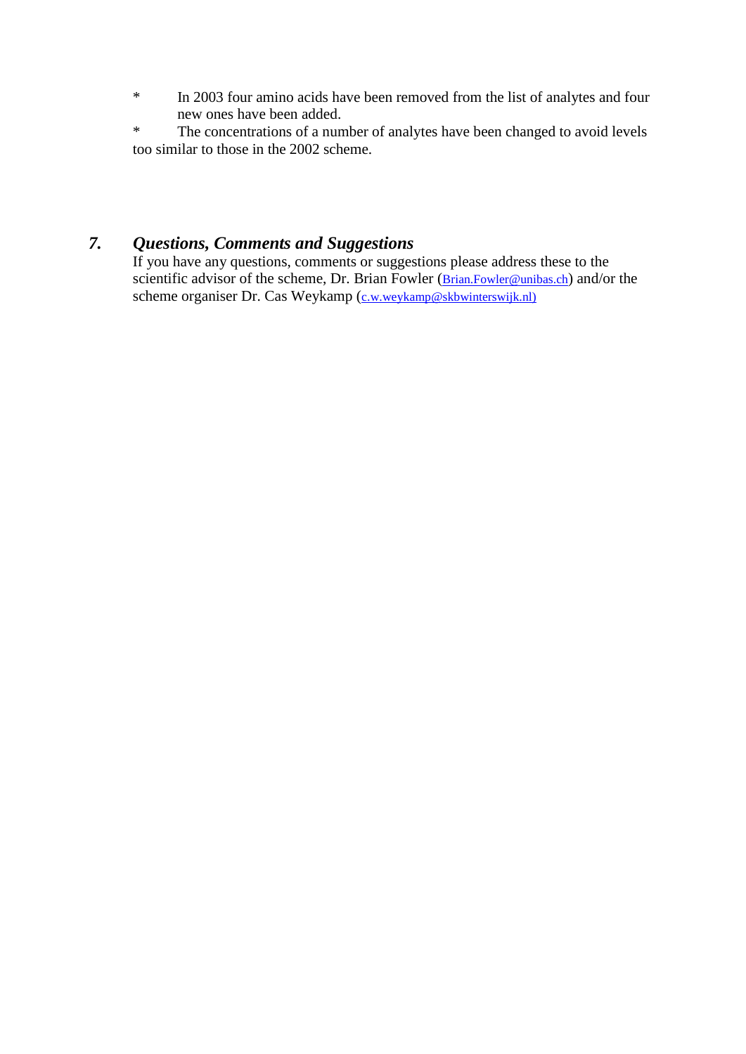* In 2003 four amino acids have been removed from the list of analytes and four new ones have been added.
* The concentrations of a number of analytes have been changed to avoid levels too similar to those in the 2002 scheme.

## *7. Questions, Comments and Suggestions*

If you have any questions, comments or suggestions please address these to the scientific advisor of the scheme, Dr. Brian Fowler (Brian.Fowler@unibas.ch) and/or the scheme organiser Dr. Cas Weykamp (c.w.weykamp@skbwinterswijk.nl)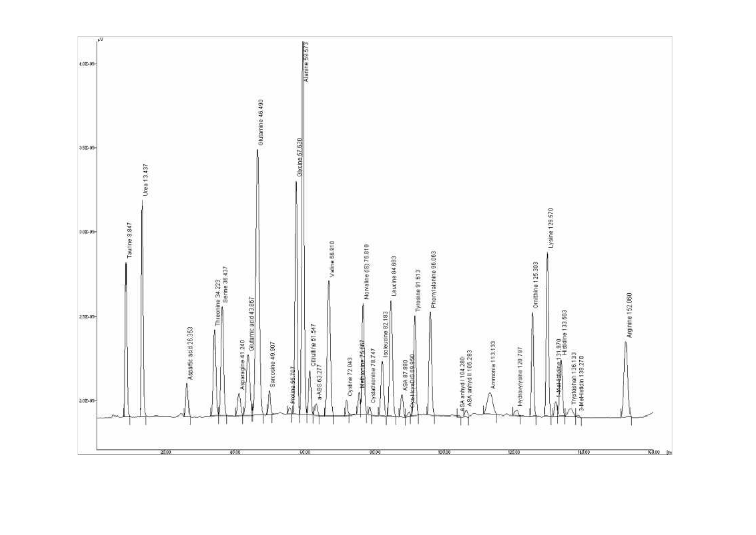µV

4.0E+05

3.5E+05

3.0E+05

2.5E+05

2.0E+05

Taurine 8.847

Urea 13.437

Aspartic acid 26.353

Threonine 34.223

Serine 36.437

Asparagine 41.240

Glutamic acid 43.867

Glutamine 46.490

Sarcosine 49.907

Proline 55.707

Glycine 57.630

Alanine 59.573

Citrulline 61.547

a-ABS 63.277

Valine 66.810

Cystine 72.043

Methionine 74.667

Norvaline (IS) 75.810

Cystathionine 78.747

Isoleucine 82.183

Leucine 84.683

ASA 87.980

Cys-HcysDIS 89.950

Tyrosine 91.613

Phenylalanine 96.063

ASA anhyd I 104.280

ASA anhyd II 106.283

Ammonia 113.133

Hydroxylysine 120.787

Ornithine 125.303

Lysine 129.570

1-MeHistidine 131.970

Histidine 133.503

Tryptophan 136.133

3-MeHistidin 138.270

Arginine 152.060

20.00

40.00

60.00

80.00

100.00

120.00

140.00

160.00 [m